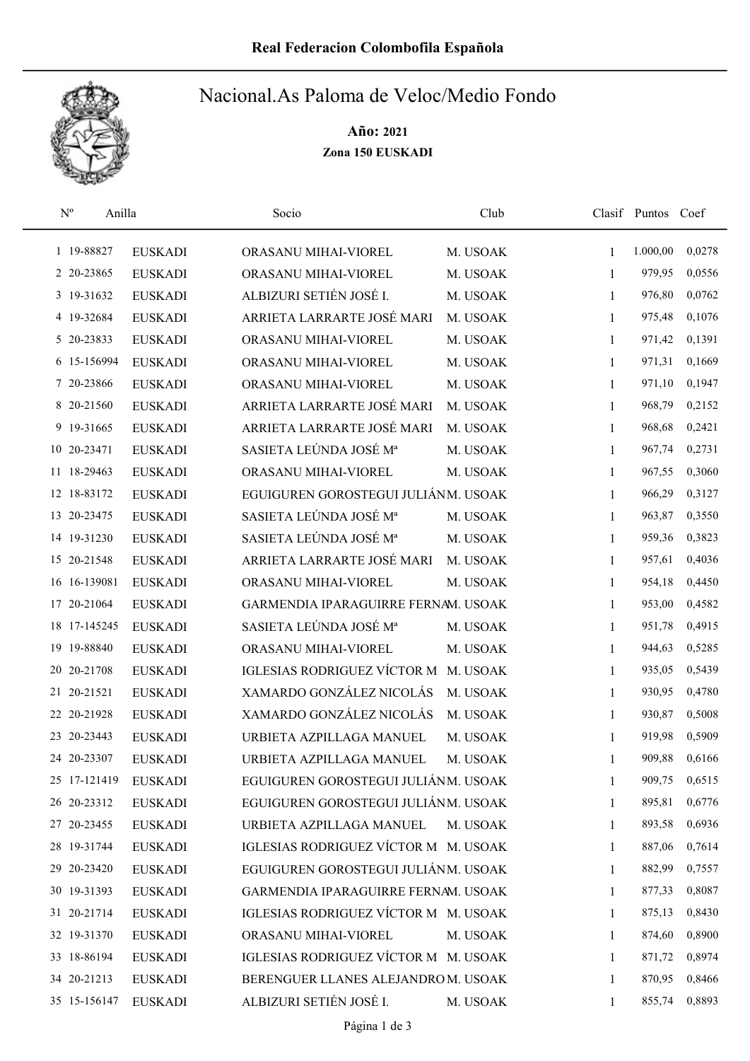Real Federacion Colombofila Española

# Nacional.As Paloma de Veloc/Medio Fondo

**Año: 2021**

**Zona 150 EUSKADI**

| Nº | Anilla | | Socio | Club | Clasif | Puntos | Coef |
|---|---|---|---|---|---|---|---|
| 1 | 19-88827 | EUSKADI | ORASANU MIHAI-VIOREL | M. USOAK | 1 | 1.000,00 | 0,0278 |
| 2 | 20-23865 | EUSKADI | ORASANU MIHAI-VIOREL | M. USOAK | 1 | 979,95 | 0,0556 |
| 3 | 19-31632 | EUSKADI | ALBIZURI SETIÉN JOSÉ I. | M. USOAK | 1 | 976,80 | 0,0762 |
| 4 | 19-32684 | EUSKADI | ARRIETA LARRARTE JOSÉ MARI | M. USOAK | 1 | 975,48 | 0,1076 |
| 5 | 20-23833 | EUSKADI | ORASANU MIHAI-VIOREL | M. USOAK | 1 | 971,42 | 0,1391 |
| 6 | 15-156994 | EUSKADI | ORASANU MIHAI-VIOREL | M. USOAK | 1 | 971,31 | 0,1669 |
| 7 | 20-23866 | EUSKADI | ORASANU MIHAI-VIOREL | M. USOAK | 1 | 971,10 | 0,1947 |
| 8 | 20-21560 | EUSKADI | ARRIETA LARRARTE JOSÉ MARI | M. USOAK | 1 | 968,79 | 0,2152 |
| 9 | 19-31665 | EUSKADI | ARRIETA LARRARTE JOSÉ MARI | M. USOAK | 1 | 968,68 | 0,2421 |
| 10 | 20-23471 | EUSKADI | SASIETA LEÚNDA JOSÉ Mª | M. USOAK | 1 | 967,74 | 0,2731 |
| 11 | 18-29463 | EUSKADI | ORASANU MIHAI-VIOREL | M. USOAK | 1 | 967,55 | 0,3060 |
| 12 | 18-83172 | EUSKADI | EGUIGUREN GOROSTEGUI JULIÁN | M. USOAK | 1 | 966,29 | 0,3127 |
| 13 | 20-23475 | EUSKADI | SASIETA LEÚNDA JOSÉ Mª | M. USOAK | 1 | 963,87 | 0,3550 |
| 14 | 19-31230 | EUSKADI | SASIETA LEÚNDA JOSÉ Mª | M. USOAK | 1 | 959,36 | 0,3823 |
| 15 | 20-21548 | EUSKADI | ARRIETA LARRARTE JOSÉ MARI | M. USOAK | 1 | 957,61 | 0,4036 |
| 16 | 16-139081 | EUSKADI | ORASANU MIHAI-VIOREL | M. USOAK | 1 | 954,18 | 0,4450 |
| 17 | 20-21064 | EUSKADI | GARMENDIA IPARAGUIRRE FERNA | M. USOAK | 1 | 953,00 | 0,4582 |
| 18 | 17-145245 | EUSKADI | SASIETA LEÚNDA JOSÉ Mª | M. USOAK | 1 | 951,78 | 0,4915 |
| 19 | 19-88840 | EUSKADI | ORASANU MIHAI-VIOREL | M. USOAK | 1 | 944,63 | 0,5285 |
| 20 | 20-21708 | EUSKADI | IGLESIAS RODRIGUEZ VÍCTOR M | M. USOAK | 1 | 935,05 | 0,5439 |
| 21 | 20-21521 | EUSKADI | XAMARDO GONZÁLEZ NICOLÁS | M. USOAK | 1 | 930,95 | 0,4780 |
| 22 | 20-21928 | EUSKADI | XAMARDO GONZÁLEZ NICOLÁS | M. USOAK | 1 | 930,87 | 0,5008 |
| 23 | 20-23443 | EUSKADI | URBIETA AZPILLAGA MANUEL | M. USOAK | 1 | 919,98 | 0,5909 |
| 24 | 20-23307 | EUSKADI | URBIETA AZPILLAGA MANUEL | M. USOAK | 1 | 909,88 | 0,6166 |
| 25 | 17-121419 | EUSKADI | EGUIGUREN GOROSTEGUI JULIÁN | M. USOAK | 1 | 909,75 | 0,6515 |
| 26 | 20-23312 | EUSKADI | EGUIGUREN GOROSTEGUI JULIÁN | M. USOAK | 1 | 895,81 | 0,6776 |
| 27 | 20-23455 | EUSKADI | URBIETA AZPILLAGA MANUEL | M. USOAK | 1 | 893,58 | 0,6936 |
| 28 | 19-31744 | EUSKADI | IGLESIAS RODRIGUEZ VÍCTOR M | M. USOAK | 1 | 887,06 | 0,7614 |
| 29 | 20-23420 | EUSKADI | EGUIGUREN GOROSTEGUI JULIÁN | M. USOAK | 1 | 882,99 | 0,7557 |
| 30 | 19-31393 | EUSKADI | GARMENDIA IPARAGUIRRE FERNA | M. USOAK | 1 | 877,33 | 0,8087 |
| 31 | 20-21714 | EUSKADI | IGLESIAS RODRIGUEZ VÍCTOR M | M. USOAK | 1 | 875,13 | 0,8430 |
| 32 | 19-31370 | EUSKADI | ORASANU MIHAI-VIOREL | M. USOAK | 1 | 874,60 | 0,8900 |
| 33 | 18-86194 | EUSKADI | IGLESIAS RODRIGUEZ VÍCTOR M | M. USOAK | 1 | 871,72 | 0,8974 |
| 34 | 20-21213 | EUSKADI | BERENGUER LLANES ALEJANDRO | M. USOAK | 1 | 870,95 | 0,8466 |
| 35 | 15-156147 | EUSKADI | ALBIZURI SETIÉN JOSÉ I. | M. USOAK | 1 | 855,74 | 0,8893 |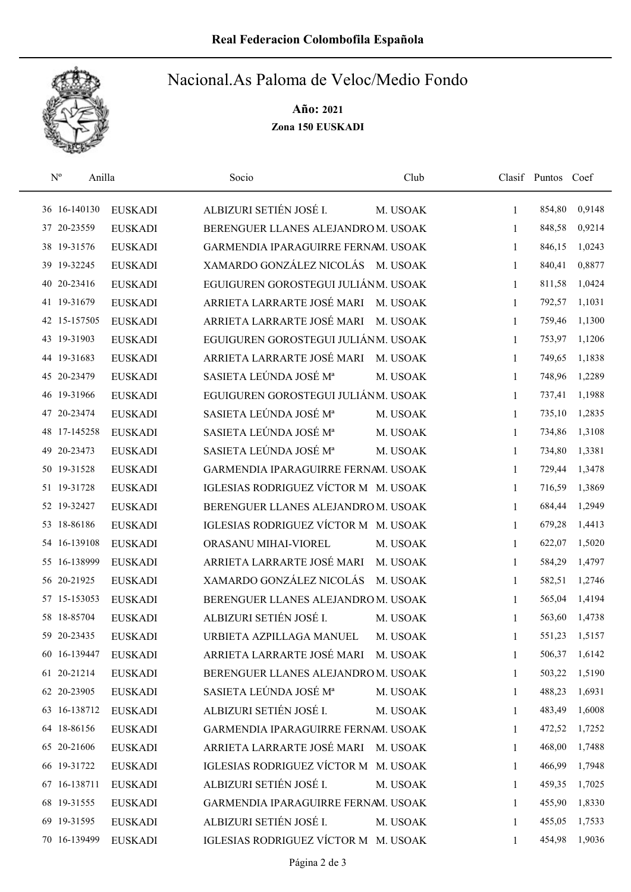**Real Federacion Colombofila Española**

# Nacional.As Paloma de Veloc/Medio Fondo

**Año: 2021**

**Zona 150 EUSKADI**

| Nº | Anilla | | Socio | Club | Clasif | Puntos | Coef |
|---|---|---|---|---|---|---|---|
| 36 | 16-140130 | EUSKADI | ALBIZURI SETIÉN JOSÉ I. | M. USOAK | 1 | 854,80 | 0,9148 |
| 37 | 20-23559 | EUSKADI | BERENGUER LLANES ALEJANDRO | M. USOAK | 1 | 848,58 | 0,9214 |
| 38 | 19-31576 | EUSKADI | GARMENDIA IPARAGUIRRE FERNA | M. USOAK | 1 | 846,15 | 1,0243 |
| 39 | 19-32245 | EUSKADI | XAMARDO GONZÁLEZ NICOLÁS | M. USOAK | 1 | 840,41 | 0,8877 |
| 40 | 20-23416 | EUSKADI | EGUIGUREN GOROSTEGUI JULIÁN | M. USOAK | 1 | 811,58 | 1,0424 |
| 41 | 19-31679 | EUSKADI | ARRIETA LARRARTE JOSÉ MARI | M. USOAK | 1 | 792,57 | 1,1031 |
| 42 | 15-157505 | EUSKADI | ARRIETA LARRARTE JOSÉ MARI | M. USOAK | 1 | 759,46 | 1,1300 |
| 43 | 19-31903 | EUSKADI | EGUIGUREN GOROSTEGUI JULIÁN | M. USOAK | 1 | 753,97 | 1,1206 |
| 44 | 19-31683 | EUSKADI | ARRIETA LARRARTE JOSÉ MARI | M. USOAK | 1 | 749,65 | 1,1838 |
| 45 | 20-23479 | EUSKADI | SASIETA LEÚNDA JOSÉ Mª | M. USOAK | 1 | 748,96 | 1,2289 |
| 46 | 19-31966 | EUSKADI | EGUIGUREN GOROSTEGUI JULIÁN | M. USOAK | 1 | 737,41 | 1,1988 |
| 47 | 20-23474 | EUSKADI | SASIETA LEÚNDA JOSÉ Mª | M. USOAK | 1 | 735,10 | 1,2835 |
| 48 | 17-145258 | EUSKADI | SASIETA LEÚNDA JOSÉ Mª | M. USOAK | 1 | 734,86 | 1,3108 |
| 49 | 20-23473 | EUSKADI | SASIETA LEÚNDA JOSÉ Mª | M. USOAK | 1 | 734,80 | 1,3381 |
| 50 | 19-31528 | EUSKADI | GARMENDIA IPARAGUIRRE FERNA | M. USOAK | 1 | 729,44 | 1,3478 |
| 51 | 19-31728 | EUSKADI | IGLESIAS RODRIGUEZ VÍCTOR M | M. USOAK | 1 | 716,59 | 1,3869 |
| 52 | 19-32427 | EUSKADI | BERENGUER LLANES ALEJANDRO | M. USOAK | 1 | 684,44 | 1,2949 |
| 53 | 18-86186 | EUSKADI | IGLESIAS RODRIGUEZ VÍCTOR M | M. USOAK | 1 | 679,28 | 1,4413 |
| 54 | 16-139108 | EUSKADI | ORASANU MIHAI-VIOREL | M. USOAK | 1 | 622,07 | 1,5020 |
| 55 | 16-138999 | EUSKADI | ARRIETA LARRARTE JOSÉ MARI | M. USOAK | 1 | 584,29 | 1,4797 |
| 56 | 20-21925 | EUSKADI | XAMARDO GONZÁLEZ NICOLÁS | M. USOAK | 1 | 582,51 | 1,2746 |
| 57 | 15-153053 | EUSKADI | BERENGUER LLANES ALEJANDRO | M. USOAK | 1 | 565,04 | 1,4194 |
| 58 | 18-85704 | EUSKADI | ALBIZURI SETIÉN JOSÉ I. | M. USOAK | 1 | 563,60 | 1,4738 |
| 59 | 20-23435 | EUSKADI | URBIETA AZPILLAGA MANUEL | M. USOAK | 1 | 551,23 | 1,5157 |
| 60 | 16-139447 | EUSKADI | ARRIETA LARRARTE JOSÉ MARI | M. USOAK | 1 | 506,37 | 1,6142 |
| 61 | 20-21214 | EUSKADI | BERENGUER LLANES ALEJANDRO | M. USOAK | 1 | 503,22 | 1,5190 |
| 62 | 20-23905 | EUSKADI | SASIETA LEÚNDA JOSÉ Mª | M. USOAK | 1 | 488,23 | 1,6931 |
| 63 | 16-138712 | EUSKADI | ALBIZURI SETIÉN JOSÉ I. | M. USOAK | 1 | 483,49 | 1,6008 |
| 64 | 18-86156 | EUSKADI | GARMENDIA IPARAGUIRRE FERNA | M. USOAK | 1 | 472,52 | 1,7252 |
| 65 | 20-21606 | EUSKADI | ARRIETA LARRARTE JOSÉ MARI | M. USOAK | 1 | 468,00 | 1,7488 |
| 66 | 19-31722 | EUSKADI | IGLESIAS RODRIGUEZ VÍCTOR M | M. USOAK | 1 | 466,99 | 1,7948 |
| 67 | 16-138711 | EUSKADI | ALBIZURI SETIÉN JOSÉ I. | M. USOAK | 1 | 459,35 | 1,7025 |
| 68 | 19-31555 | EUSKADI | GARMENDIA IPARAGUIRRE FERNA | M. USOAK | 1 | 455,90 | 1,8330 |
| 69 | 19-31595 | EUSKADI | ALBIZURI SETIÉN JOSÉ I. | M. USOAK | 1 | 455,05 | 1,7533 |
| 70 | 16-139499 | EUSKADI | IGLESIAS RODRIGUEZ VÍCTOR M | M. USOAK | 1 | 454,98 | 1,9036 |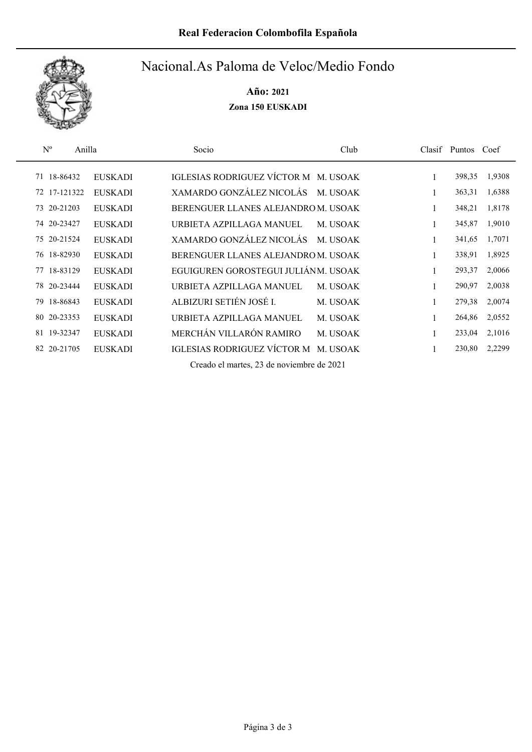**Real Federacion Colombofila Española**

# Nacional.As Paloma de Veloc/Medio Fondo

**Año: 2021**

**Zona 150 EUSKADI**

| Nº | Anilla | | Socio | Club | Clasif | Puntos | Coef |
|---|---|---|---|---|---|---|---|
| 71 | 18-86432 | EUSKADI | IGLESIAS RODRIGUEZ VÍCTOR M | M. USOAK | 1 | 398,35 | 1,9308 |
| 72 | 17-121322 | EUSKADI | XAMARDO GONZÁLEZ NICOLÁS | M. USOAK | 1 | 363,31 | 1,6388 |
| 73 | 20-21203 | EUSKADI | BERENGUER LLANES ALEJANDRO | M. USOAK | 1 | 348,21 | 1,8178 |
| 74 | 20-23427 | EUSKADI | URBIETA AZPILLAGA MANUEL | M. USOAK | 1 | 345,87 | 1,9010 |
| 75 | 20-21524 | EUSKADI | XAMARDO GONZÁLEZ NICOLÁS | M. USOAK | 1 | 341,65 | 1,7071 |
| 76 | 18-82930 | EUSKADI | BERENGUER LLANES ALEJANDRO | M. USOAK | 1 | 338,91 | 1,8925 |
| 77 | 18-83129 | EUSKADI | EGUIGUREN GOROSTEGUI JULIÁN | M. USOAK | 1 | 293,37 | 2,0066 |
| 78 | 20-23444 | EUSKADI | URBIETA AZPILLAGA MANUEL | M. USOAK | 1 | 290,97 | 2,0038 |
| 79 | 18-86843 | EUSKADI | ALBIZURI SETIÉN JOSÉ I. | M. USOAK | 1 | 279,38 | 2,0074 |
| 80 | 20-23353 | EUSKADI | URBIETA AZPILLAGA MANUEL | M. USOAK | 1 | 264,86 | 2,0552 |
| 81 | 19-32347 | EUSKADI | MERCHÁN VILLARÓN RAMIRO | M. USOAK | 1 | 233,04 | 2,1016 |
| 82 | 20-21705 | EUSKADI | IGLESIAS RODRIGUEZ VÍCTOR M | M. USOAK | 1 | 230,80 | 2,2299 |

Creado el martes, 23 de noviembre de 2021